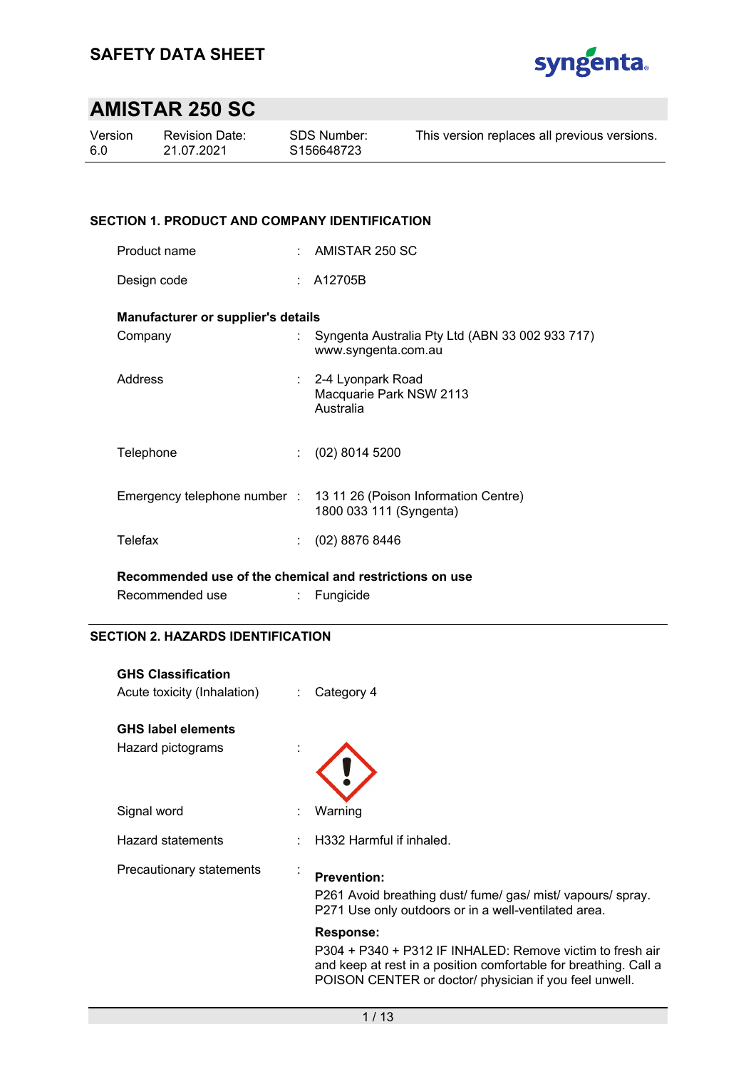# SAFETY DATA SHEET

## AMISTAR 250 SC

| Version | Revision Date: | SDS Number: | This version replaces all previous versions. |
|---|---|---|---|
| 6.0 | 21.07.2021 | S156648723 | |

### SECTION 1. PRODUCT AND COMPANY IDENTIFICATION

Product name : AMISTAR 250 SC

Design code : A12705B

**Manufacturer or supplier's details**

Company : Syngenta Australia Pty Ltd (ABN 33 002 933 717)
www.syngenta.com.au

Address : 2-4 Lyonpark Road
Macquarie Park NSW 2113
Australia

Telephone : (02) 8014 5200

Emergency telephone number : 13 11 26 (Poison Information Centre)
1800 033 111 (Syngenta)

Telefax : (02) 8876 8446

**Recommended use of the chemical and restrictions on use**

Recommended use : Fungicide

### SECTION 2. HAZARDS IDENTIFICATION

**GHS Classification**

Acute toxicity (Inhalation) : Category 4

**GHS label elements**

Hazard pictograms :

Signal word : Warning

Hazard statements : H332 Harmful if inhaled.

Precautionary statements :

**Prevention:**

P261 Avoid breathing dust/ fume/ gas/ mist/ vapours/ spray.
P271 Use only outdoors or in a well-ventilated area.

**Response:**

P304 + P340 + P312 IF INHALED: Remove victim to fresh air and keep at rest in a position comfortable for breathing. Call a POISON CENTER or doctor/ physician if you feel unwell.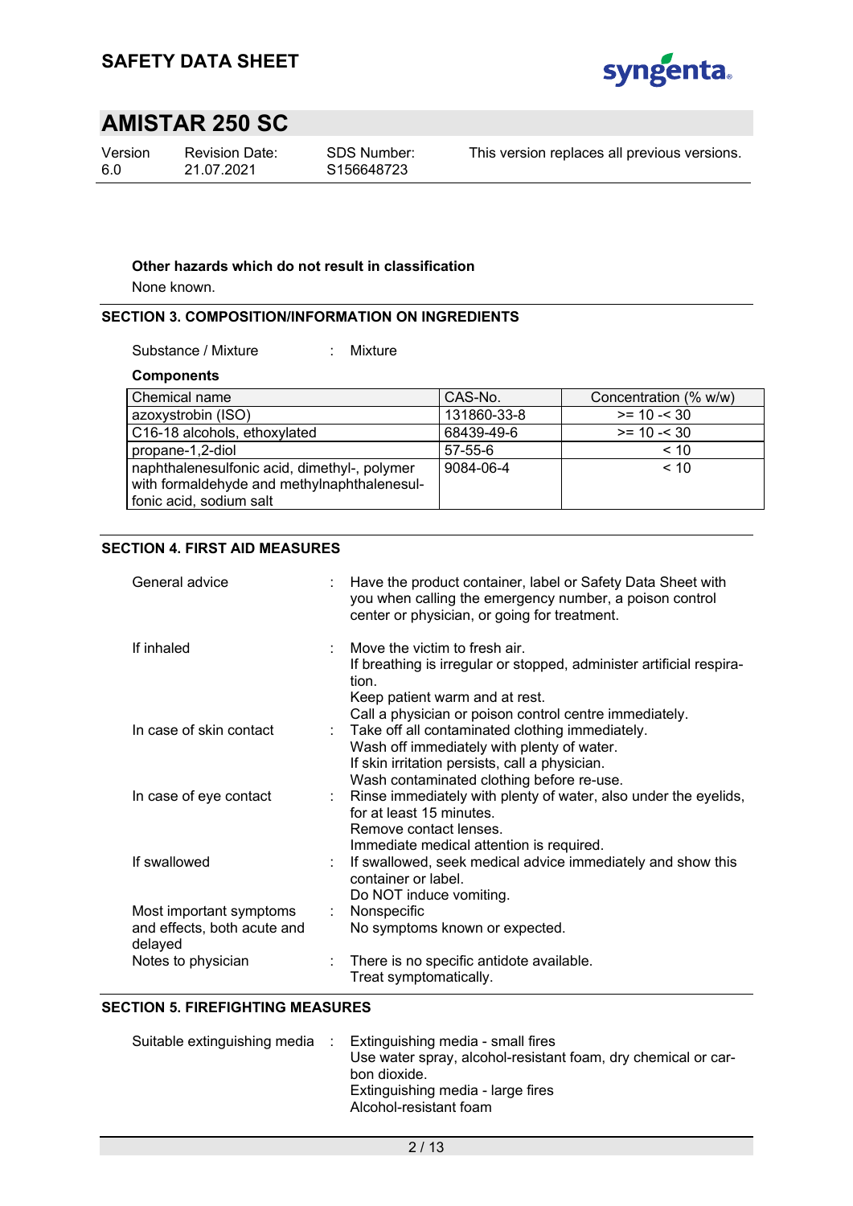**Other hazards which do not result in classification**

None known.

## SECTION 3. COMPOSITION/INFORMATION ON INGREDIENTS

Substance / Mixture : Mixture

**Components**

| Chemical name | CAS-No. | Concentration (% w/w) |
|---|---|---|
| azoxystrobin (ISO) | 131860-33-8 | >= 10 -< 30 |
| C16-18 alcohols, ethoxylated | 68439-49-6 | >= 10 -< 30 |
| propane-1,2-diol | 57-55-6 | < 10 |
| naphthalenesulfonic acid, dimethyl-, polymer with formaldehyde and methylnaphthalenesulfonic acid, sodium salt | 9084-06-4 | < 10 |

## SECTION 4. FIRST AID MEASURES

General advice : Have the product container, label or Safety Data Sheet with you when calling the emergency number, a poison control center or physician, or going for treatment.

If inhaled : Move the victim to fresh air.
If breathing is irregular or stopped, administer artificial respiration.
Keep patient warm and at rest.
Call a physician or poison control centre immediately.

In case of skin contact : Take off all contaminated clothing immediately.
Wash off immediately with plenty of water.
If skin irritation persists, call a physician.
Wash contaminated clothing before re-use.

In case of eye contact : Rinse immediately with plenty of water, also under the eyelids, for at least 15 minutes.
Remove contact lenses.
Immediate medical attention is required.

If swallowed : If swallowed, seek medical advice immediately and show this container or label.
Do NOT induce vomiting.

Most important symptoms and effects, both acute and delayed : Nonspecific
No symptoms known or expected.

Notes to physician : There is no specific antidote available.
Treat symptomatically.

## SECTION 5. FIREFIGHTING MEASURES

Suitable extinguishing media : Extinguishing media - small fires
Use water spray, alcohol-resistant foam, dry chemical or carbon dioxide.
Extinguishing media - large fires
Alcohol-resistant foam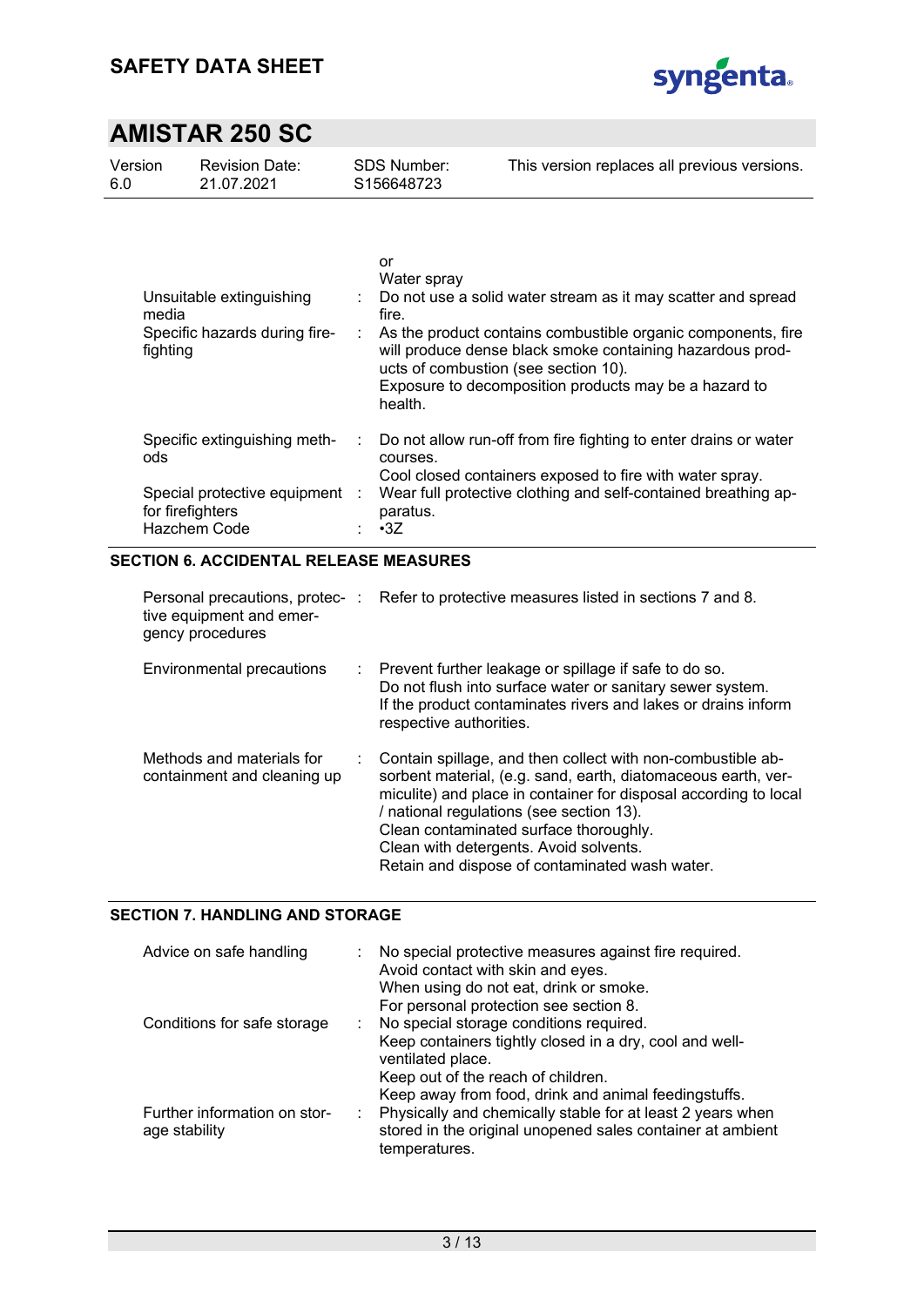| | | |
|---|---|---|
| | | or<br>Water spray |
| Unsuitable extinguishing media | : | Do not use a solid water stream as it may scatter and spread fire. |
| Specific hazards during fire-fighting | : | As the product contains combustible organic components, fire will produce dense black smoke containing hazardous products of combustion (see section 10).<br>Exposure to decomposition products may be a hazard to health. |
| Specific extinguishing methods | : | Do not allow run-off from fire fighting to enter drains or water courses.<br>Cool closed containers exposed to fire with water spray. |
| Special protective equipment for firefighters | : | Wear full protective clothing and self-contained breathing apparatus. |
| Hazchem Code | : | •3Z |

## SECTION 6. ACCIDENTAL RELEASE MEASURES

| | | |
|---|---|---|
| Personal precautions, protective equipment and emergency procedures | : | Refer to protective measures listed in sections 7 and 8. |
| Environmental precautions | : | Prevent further leakage or spillage if safe to do so.<br>Do not flush into surface water or sanitary sewer system.<br>If the product contaminates rivers and lakes or drains inform respective authorities. |
| Methods and materials for containment and cleaning up | : | Contain spillage, and then collect with non-combustible absorbent material, (e.g. sand, earth, diatomaceous earth, vermiculite) and place in container for disposal according to local / national regulations (see section 13).<br>Clean contaminated surface thoroughly.<br>Clean with detergents. Avoid solvents.<br>Retain and dispose of contaminated wash water. |

## SECTION 7. HANDLING AND STORAGE

| | | |
|---|---|---|
| Advice on safe handling | : | No special protective measures against fire required.<br>Avoid contact with skin and eyes.<br>When using do not eat, drink or smoke.<br>For personal protection see section 8. |
| Conditions for safe storage | : | No special storage conditions required.<br>Keep containers tightly closed in a dry, cool and well-ventilated place.<br>Keep out of the reach of children.<br>Keep away from food, drink and animal feedingstuffs. |
| Further information on storage stability | : | Physically and chemically stable for at least 2 years when stored in the original unopened sales container at ambient temperatures. |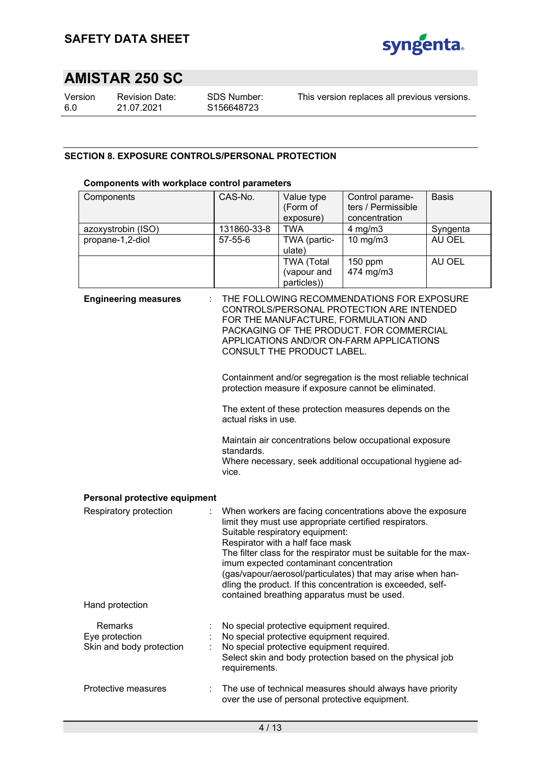## SAFETY DATA SHEET

# AMISTAR 250 SC

| Version | Revision Date: | SDS Number: | This version replaces all previous versions. |
|---|---|---|---|
| 6.0 | 21.07.2021 | S156648723 | |

### SECTION 8. EXPOSURE CONTROLS/PERSONAL PROTECTION

**Components with workplace control parameters**

| Components | CAS-No. | Value type (Form of exposure) | Control parameters / Permissible concentration | Basis |
|---|---|---|---|---|
| azoxystrobin (ISO) | 131860-33-8 | TWA | 4 mg/m3 | Syngenta |
| propane-1,2-diol | 57-55-6 | TWA (particulate) | 10 mg/m3 | AU OEL |
| | | TWA (Total (vapour and particles)) | 150 ppm<br>474 mg/m3 | AU OEL |

**Engineering measures** : THE FOLLOWING RECOMMENDATIONS FOR EXPOSURE CONTROLS/PERSONAL PROTECTION ARE INTENDED FOR THE MANUFACTURE, FORMULATION AND PACKAGING OF THE PRODUCT. FOR COMMERCIAL APPLICATIONS AND/OR ON-FARM APPLICATIONS CONSULT THE PRODUCT LABEL.

Containment and/or segregation is the most reliable technical protection measure if exposure cannot be eliminated.

The extent of these protection measures depends on the actual risks in use.

Maintain air concentrations below occupational exposure standards.
Where necessary, seek additional occupational hygiene advice.

**Personal protective equipment**

Respiratory protection : When workers are facing concentrations above the exposure limit they must use appropriate certified respirators.
Suitable respiratory equipment:
Respirator with a half face mask
The filter class for the respirator must be suitable for the maximum expected contaminant concentration (gas/vapour/aerosol/particulates) that may arise when handling the product. If this concentration is exceeded, self-contained breathing apparatus must be used.

Hand protection

Remarks : No special protective equipment required.

Eye protection : No special protective equipment required.

Skin and body protection : No special protective equipment required.
Select skin and body protection based on the physical job requirements.

Protective measures : The use of technical measures should always have priority over the use of personal protective equipment.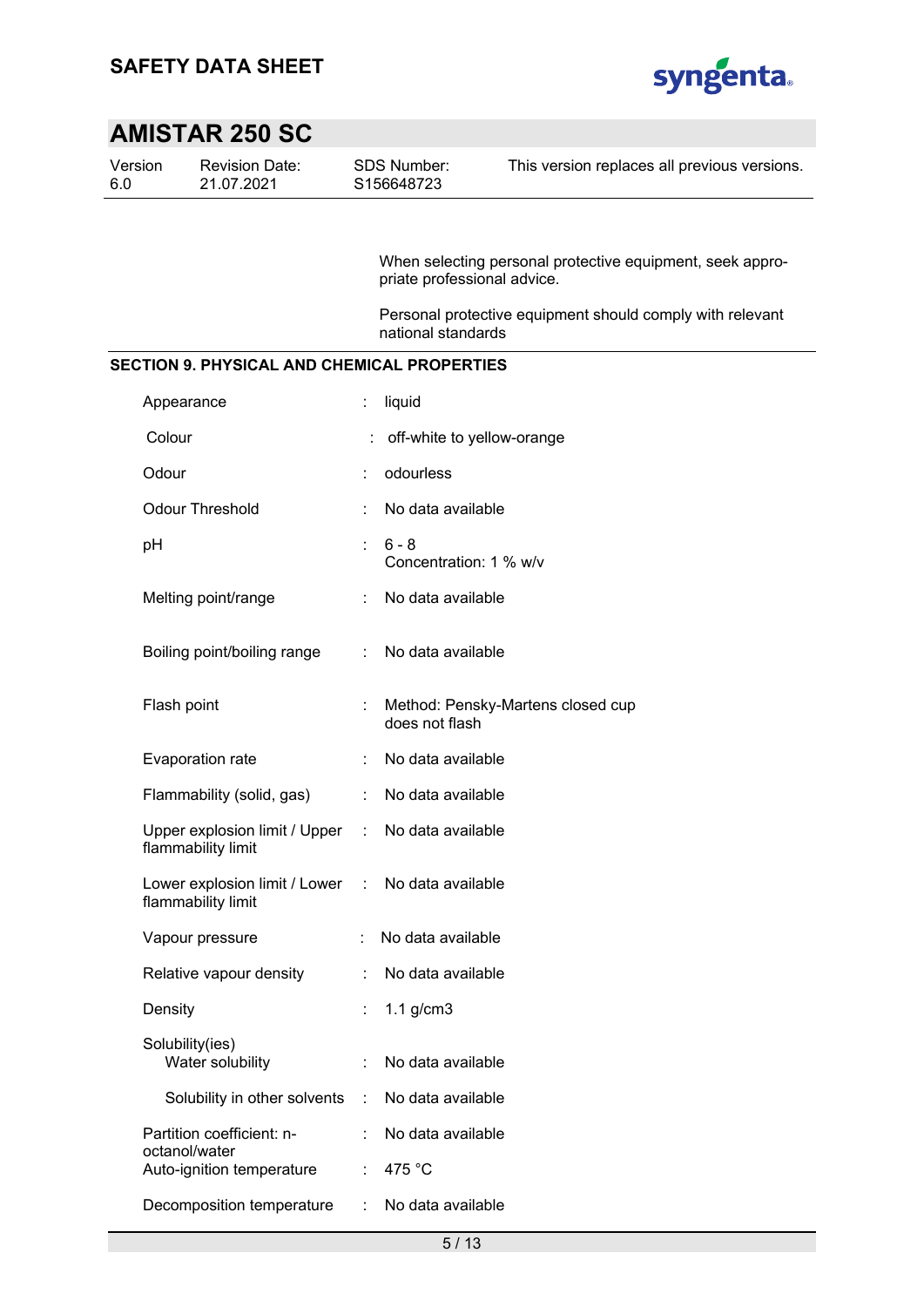When selecting personal protective equipment, seek appropriate professional advice.

Personal protective equipment should comply with relevant national standards

## SECTION 9. PHYSICAL AND CHEMICAL PROPERTIES

| Property | | Value |
|---|---|---|
| Appearance | : | liquid |
| Colour | : | off-white to yellow-orange |
| Odour | : | odourless |
| Odour Threshold | : | No data available |
| pH | : | 6 - 8<br>Concentration: 1 % w/v |
| Melting point/range | : | No data available |
| Boiling point/boiling range | : | No data available |
| Flash point | : | Method: Pensky-Martens closed cup<br>does not flash |
| Evaporation rate | : | No data available |
| Flammability (solid, gas) | : | No data available |
| Upper explosion limit / Upper flammability limit | : | No data available |
| Lower explosion limit / Lower flammability limit | : | No data available |
| Vapour pressure | : | No data available |
| Relative vapour density | : | No data available |
| Density | : | 1.1 g/cm3 |
| Solubility(ies)<br>Water solubility | : | No data available |
| Solubility in other solvents | : | No data available |
| Partition coefficient: n-octanol/water | : | No data available |
| Auto-ignition temperature | : | 475 °C |
| Decomposition temperature | : | No data available |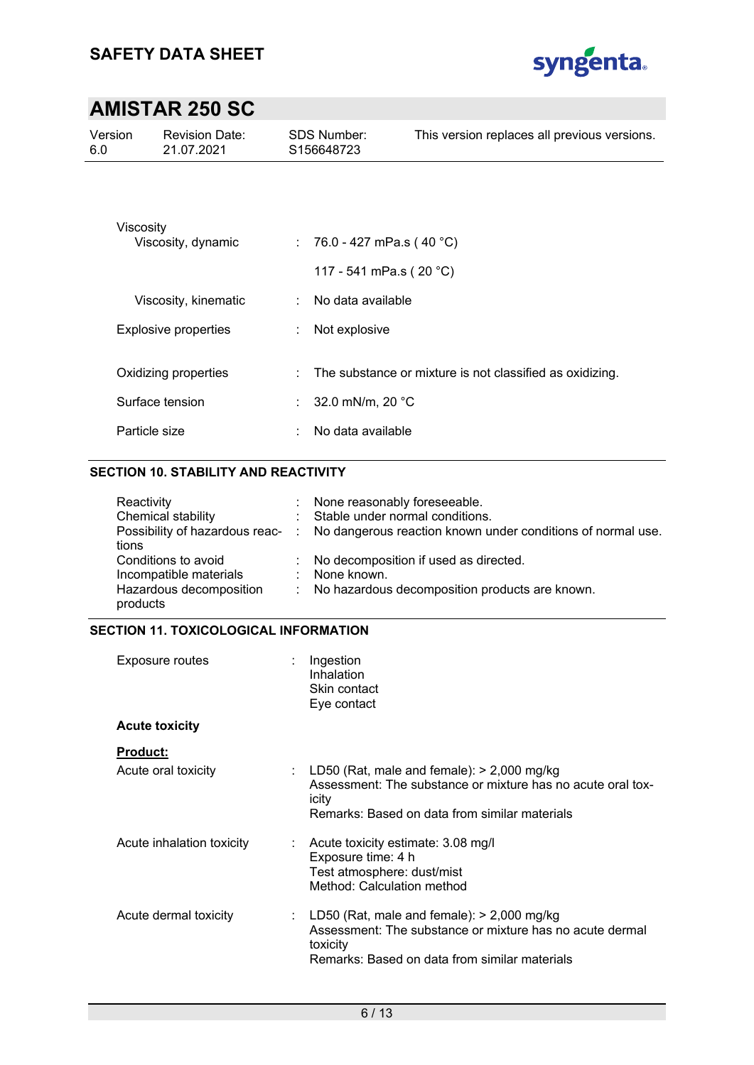| | | |
|---|---|---|
| Viscosity | | |
| Viscosity, dynamic | : | 76.0 - 427 mPa.s ( 40 °C) |
| | | 117 - 541 mPa.s ( 20 °C) |
| Viscosity, kinematic | : | No data available |
| Explosive properties | : | Not explosive |
| Oxidizing properties | : | The substance or mixture is not classified as oxidizing. |
| Surface tension | : | 32.0 mN/m, 20 °C |
| Particle size | : | No data available |

## SECTION 10. STABILITY AND REACTIVITY

| | | |
|---|---|---|
| Reactivity | : | None reasonably foreseeable. |
| Chemical stability | : | Stable under normal conditions. |
| Possibility of hazardous reactions | : | No dangerous reaction known under conditions of normal use. |
| Conditions to avoid | : | No decomposition if used as directed. |
| Incompatible materials | : | None known. |
| Hazardous decomposition products | : | No hazardous decomposition products are known. |

## SECTION 11. TOXICOLOGICAL INFORMATION

| | | |
|---|---|---|
| Exposure routes | : | Ingestion<br>Inhalation<br>Skin contact<br>Eye contact |

**Acute toxicity**

**Product:**

| | | |
|---|---|---|
| Acute oral toxicity | : | LD50 (Rat, male and female): > 2,000 mg/kg<br>Assessment: The substance or mixture has no acute oral toxicity<br>Remarks: Based on data from similar materials |
| Acute inhalation toxicity | : | Acute toxicity estimate: 3.08 mg/l<br>Exposure time: 4 h<br>Test atmosphere: dust/mist<br>Method: Calculation method |
| Acute dermal toxicity | : | LD50 (Rat, male and female): > 2,000 mg/kg<br>Assessment: The substance or mixture has no acute dermal toxicity<br>Remarks: Based on data from similar materials |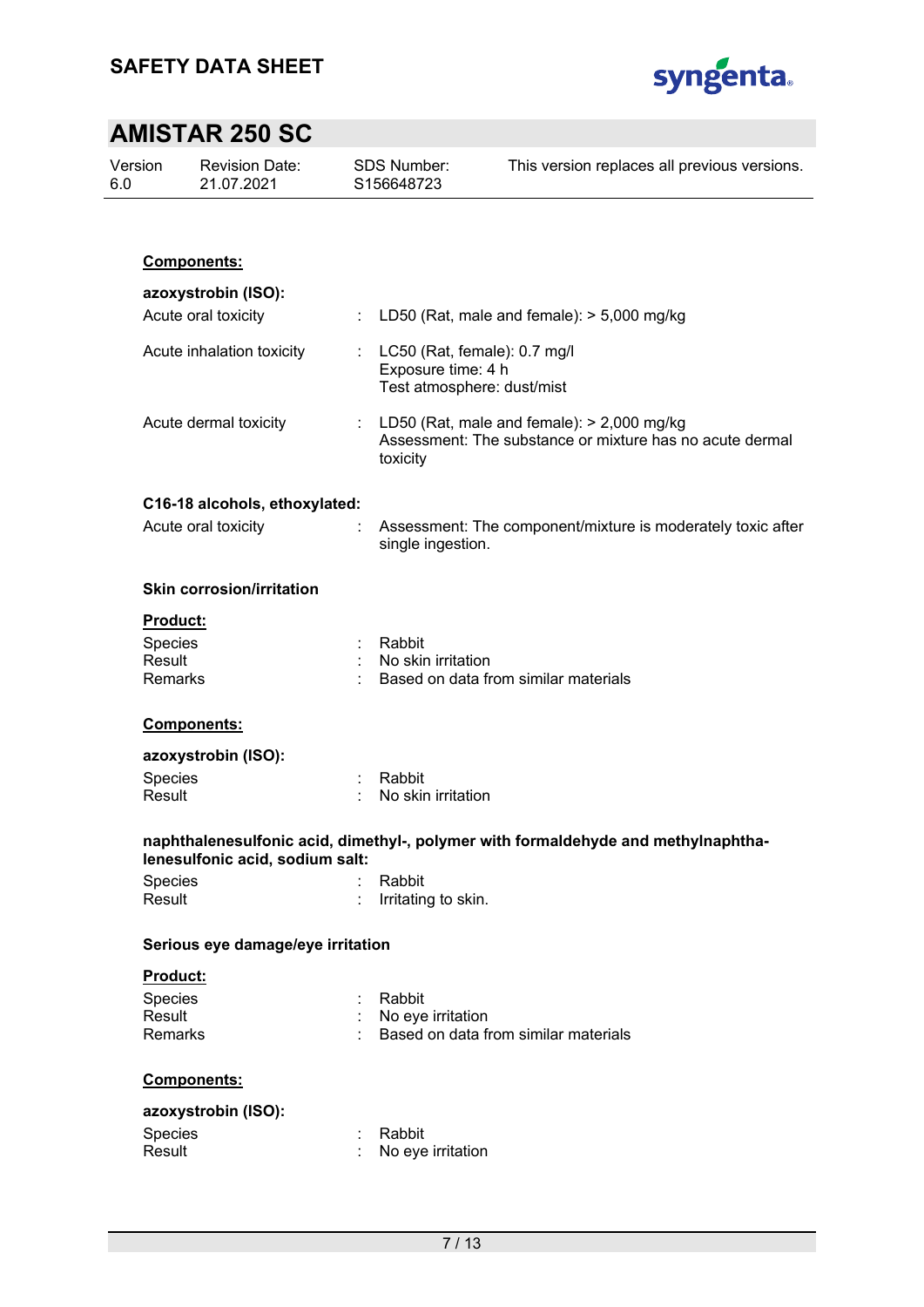**Components:**

**azoxystrobin (ISO):**

| | | |
|---|---|---|
| Acute oral toxicity | : | LD50 (Rat, male and female): > 5,000 mg/kg |
| Acute inhalation toxicity | : | LC50 (Rat, female): 0.7 mg/l<br>Exposure time: 4 h<br>Test atmosphere: dust/mist |
| Acute dermal toxicity | : | LD50 (Rat, male and female): > 2,000 mg/kg<br>Assessment: The substance or mixture has no acute dermal toxicity |

**C16-18 alcohols, ethoxylated:**

| | | |
|---|---|---|
| Acute oral toxicity | : | Assessment: The component/mixture is moderately toxic after single ingestion. |

### Skin corrosion/irritation

**Product:**

| | | |
|---|---|---|
| Species | : | Rabbit |
| Result | : | No skin irritation |
| Remarks | : | Based on data from similar materials |

**Components:**

**azoxystrobin (ISO):**

| | | |
|---|---|---|
| Species | : | Rabbit |
| Result | : | No skin irritation |

**naphthalenesulfonic acid, dimethyl-, polymer with formaldehyde and methylnaphthalenesulfonic acid, sodium salt:**

| | | |
|---|---|---|
| Species | : | Rabbit |
| Result | : | Irritating to skin. |

### Serious eye damage/eye irritation

**Product:**

| | | |
|---|---|---|
| Species | : | Rabbit |
| Result | : | No eye irritation |
| Remarks | : | Based on data from similar materials |

**Components:**

**azoxystrobin (ISO):**

| | | |
|---|---|---|
| Species | : | Rabbit |
| Result | : | No eye irritation |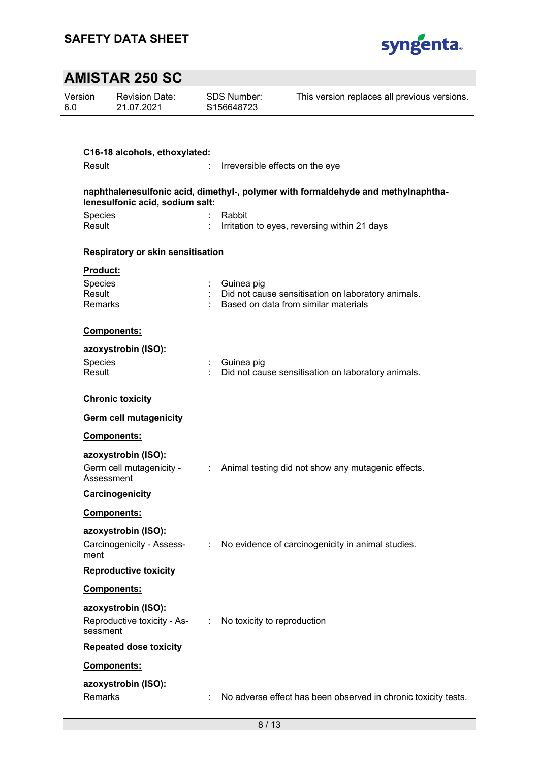**C16-18 alcohols, ethoxylated:**

Result : Irreversible effects on the eye

**naphthalenesulfonic acid, dimethyl-, polymer with formaldehyde and methylnaphthalenesulfonic acid, sodium salt:**

Species : Rabbit
Result : Irritation to eyes, reversing within 21 days

**Respiratory or skin sensitisation**

**Product:**

Species : Guinea pig
Result : Did not cause sensitisation on laboratory animals.
Remarks : Based on data from similar materials

**Components:**

**azoxystrobin (ISO):**

Species : Guinea pig
Result : Did not cause sensitisation on laboratory animals.

**Chronic toxicity**

**Germ cell mutagenicity**

**Components:**

**azoxystrobin (ISO):**

Germ cell mutagenicity - Assessment : Animal testing did not show any mutagenic effects.

**Carcinogenicity**

**Components:**

**azoxystrobin (ISO):**

Carcinogenicity - Assessment : No evidence of carcinogenicity in animal studies.

**Reproductive toxicity**

**Components:**

**azoxystrobin (ISO):**

Reproductive toxicity - Assessment : No toxicity to reproduction

**Repeated dose toxicity**

**Components:**

**azoxystrobin (ISO):**

Remarks : No adverse effect has been observed in chronic toxicity tests.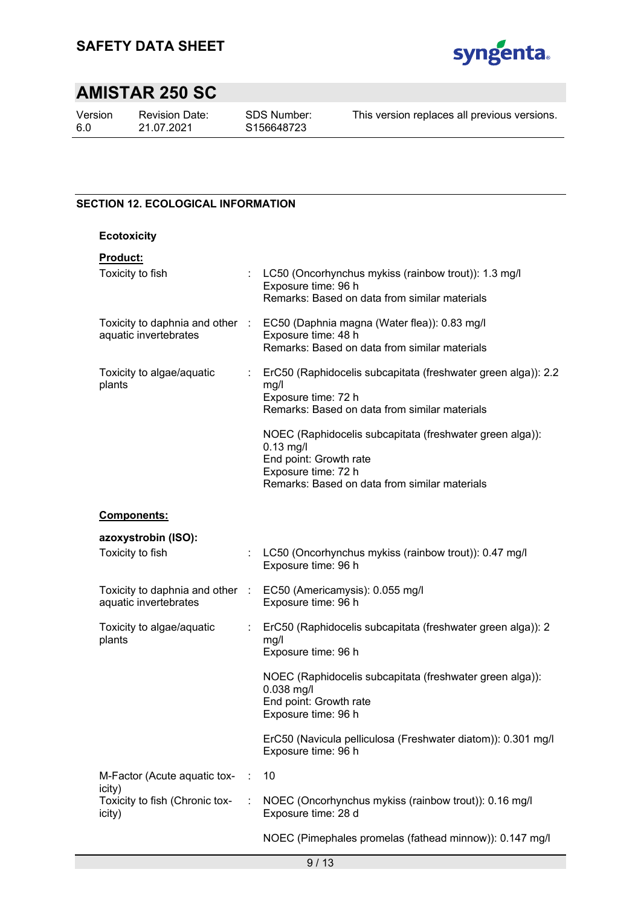## SECTION 12. ECOLOGICAL INFORMATION

### Ecotoxicity

**Product:**

| | | |
|---|---|---|
| Toxicity to fish | : | LC50 (Oncorhynchus mykiss (rainbow trout)): 1.3 mg/l<br>Exposure time: 96 h<br>Remarks: Based on data from similar materials |
| Toxicity to daphnia and other aquatic invertebrates | : | EC50 (Daphnia magna (Water flea)): 0.83 mg/l<br>Exposure time: 48 h<br>Remarks: Based on data from similar materials |
| Toxicity to algae/aquatic plants | : | ErC50 (Raphidocelis subcapitata (freshwater green alga)): 2.2 mg/l<br>Exposure time: 72 h<br>Remarks: Based on data from similar materials |
| | | NOEC (Raphidocelis subcapitata (freshwater green alga)): 0.13 mg/l<br>End point: Growth rate<br>Exposure time: 72 h<br>Remarks: Based on data from similar materials |

**Components:**

**azoxystrobin (ISO):**

| | | |
|---|---|---|
| Toxicity to fish | : | LC50 (Oncorhynchus mykiss (rainbow trout)): 0.47 mg/l<br>Exposure time: 96 h |
| Toxicity to daphnia and other aquatic invertebrates | : | EC50 (Americamysis): 0.055 mg/l<br>Exposure time: 96 h |
| Toxicity to algae/aquatic plants | : | ErC50 (Raphidocelis subcapitata (freshwater green alga)): 2 mg/l<br>Exposure time: 96 h |
| | | NOEC (Raphidocelis subcapitata (freshwater green alga)): 0.038 mg/l<br>End point: Growth rate<br>Exposure time: 96 h |
| | | ErC50 (Navicula pelliculosa (Freshwater diatom)): 0.301 mg/l<br>Exposure time: 96 h |
| M-Factor (Acute aquatic toxicity) | : | 10 |
| Toxicity to fish (Chronic toxicity) | : | NOEC (Oncorhynchus mykiss (rainbow trout)): 0.16 mg/l<br>Exposure time: 28 d |
| | | NOEC (Pimephales promelas (fathead minnow)): 0.147 mg/l |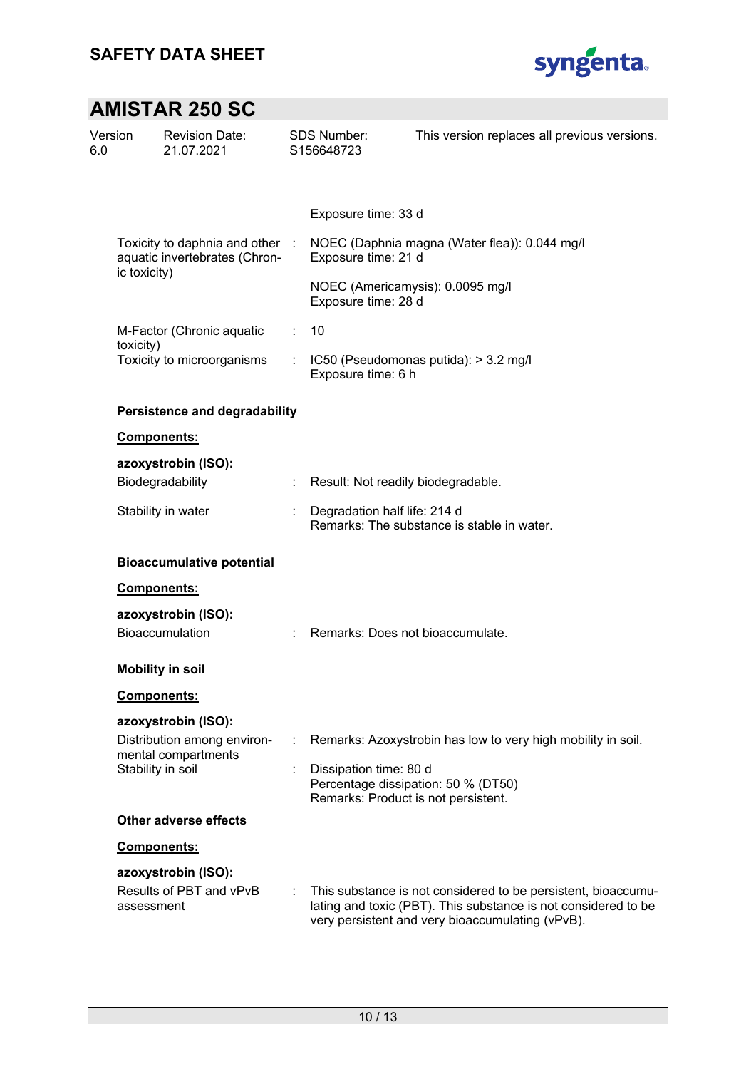Exposure time: 33 d

Toxicity to daphnia and other aquatic invertebrates (Chronic toxicity) : NOEC (Daphnia magna (Water flea)): 0.044 mg/l
Exposure time: 21 d

NOEC (Americamysis): 0.0095 mg/l
Exposure time: 28 d

M-Factor (Chronic aquatic toxicity) : 10

Toxicity to microorganisms : IC50 (Pseudomonas putida): > 3.2 mg/l
Exposure time: 6 h

**Persistence and degradability**

**Components:**

**azoxystrobin (ISO):**

Biodegradability : Result: Not readily biodegradable.

Stability in water : Degradation half life: 214 d
Remarks: The substance is stable in water.

**Bioaccumulative potential**

**Components:**

**azoxystrobin (ISO):**

Bioaccumulation : Remarks: Does not bioaccumulate.

**Mobility in soil**

**Components:**

**azoxystrobin (ISO):**

Distribution among environmental compartments : Remarks: Azoxystrobin has low to very high mobility in soil.

Stability in soil : Dissipation time: 80 d
Percentage dissipation: 50 % (DT50)
Remarks: Product is not persistent.

**Other adverse effects**

**Components:**

**azoxystrobin (ISO):**

Results of PBT and vPvB assessment : This substance is not considered to be persistent, bioaccumulating and toxic (PBT). This substance is not considered to be very persistent and very bioaccumulating (vPvB).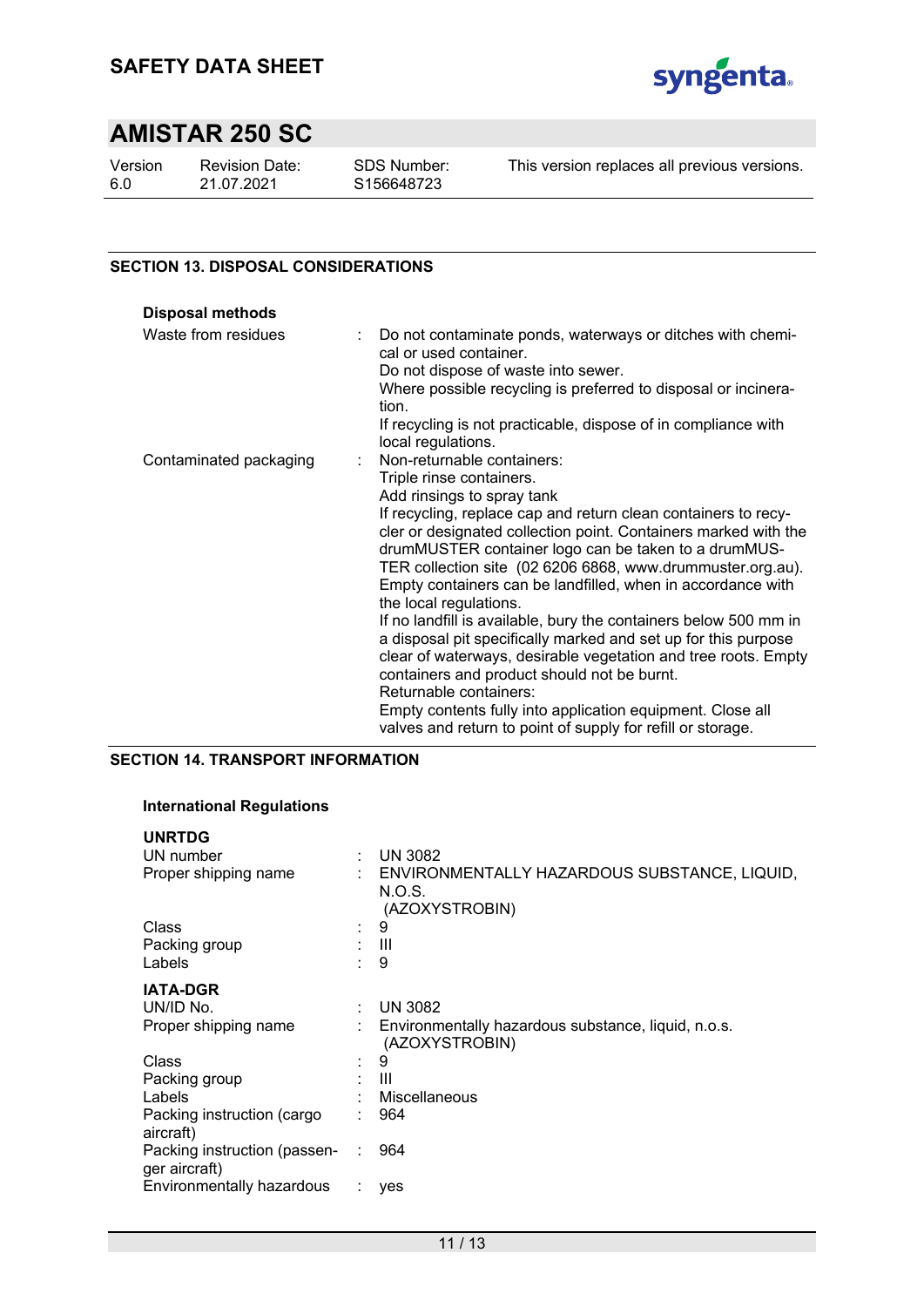## SECTION 13. DISPOSAL CONSIDERATIONS

### Disposal methods

| | |
|---|---|
| Waste from residues | Do not contaminate ponds, waterways or ditches with chemical or used container.<br>Do not dispose of waste into sewer.<br>Where possible recycling is preferred to disposal or incineration.<br>If recycling is not practicable, dispose of in compliance with local regulations. |
| Contaminated packaging | Non-returnable containers:<br>Triple rinse containers.<br>Add rinsings to spray tank<br>If recycling, replace cap and return clean containers to recycler or designated collection point. Containers marked with the drumMUSTER container logo can be taken to a drumMUSTER collection site (02 6206 6868, www.drummuster.org.au).<br>Empty containers can be landfilled, when in accordance with the local regulations.<br>If no landfill is available, bury the containers below 500 mm in a disposal pit specifically marked and set up for this purpose clear of waterways, desirable vegetation and tree roots. Empty containers and product should not be burnt.<br>Returnable containers:<br>Empty contents fully into application equipment. Close all valves and return to point of supply for refill or storage. |

## SECTION 14. TRANSPORT INFORMATION

### International Regulations

**UNRTDG**

| | |
|---|---|
| UN number | UN 3082 |
| Proper shipping name | ENVIRONMENTALLY HAZARDOUS SUBSTANCE, LIQUID, N.O.S.<br>(AZOXYSTROBIN) |
| Class | 9 |
| Packing group | III |
| Labels | 9 |

**IATA-DGR**

| | |
|---|---|
| UN/ID No. | UN 3082 |
| Proper shipping name | Environmentally hazardous substance, liquid, n.o.s.<br>(AZOXYSTROBIN) |
| Class | 9 |
| Packing group | III |
| Labels | Miscellaneous |
| Packing instruction (cargo aircraft) | 964 |
| Packing instruction (passenger aircraft) | 964 |
| Environmentally hazardous | yes |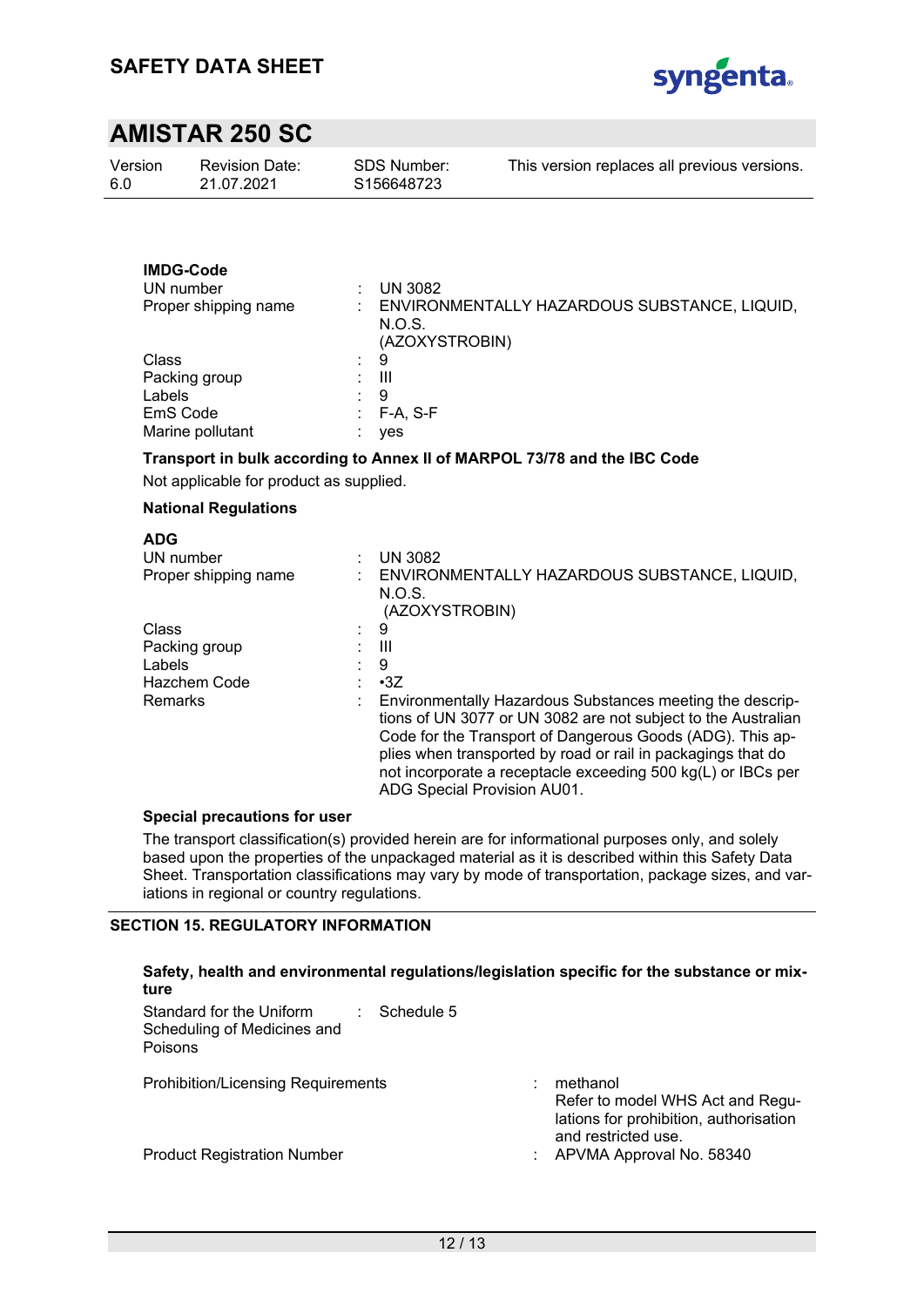**IMDG-Code**

| | | |
|---|---|---|
| UN number | : | UN 3082 |
| Proper shipping name | : | ENVIRONMENTALLY HAZARDOUS SUBSTANCE, LIQUID, N.O.S. (AZOXYSTROBIN) |
| Class | : | 9 |
| Packing group | : | III |
| Labels | : | 9 |
| EmS Code | : | F-A, S-F |
| Marine pollutant | : | yes |

**Transport in bulk according to Annex II of MARPOL 73/78 and the IBC Code**

Not applicable for product as supplied.

**National Regulations**

**ADG**

| | | |
|---|---|---|
| UN number | : | UN 3082 |
| Proper shipping name | : | ENVIRONMENTALLY HAZARDOUS SUBSTANCE, LIQUID, N.O.S. (AZOXYSTROBIN) |
| Class | : | 9 |
| Packing group | : | III |
| Labels | : | 9 |
| Hazchem Code | : | •3Z |
| Remarks | : | Environmentally Hazardous Substances meeting the descriptions of UN 3077 or UN 3082 are not subject to the Australian Code for the Transport of Dangerous Goods (ADG). This applies when transported by road or rail in packagings that do not incorporate a receptacle exceeding 500 kg(L) or IBCs per ADG Special Provision AU01. |

**Special precautions for user**

The transport classification(s) provided herein are for informational purposes only, and solely based upon the properties of the unpackaged material as it is described within this Safety Data Sheet. Transportation classifications may vary by mode of transportation, package sizes, and variations in regional or country regulations.

## SECTION 15. REGULATORY INFORMATION

**Safety, health and environmental regulations/legislation specific for the substance or mixture**

| | | |
|---|---|---|
| Standard for the Uniform Scheduling of Medicines and Poisons | : | Schedule 5 |
| Prohibition/Licensing Requirements | : | methanol<br>Refer to model WHS Act and Regulations for prohibition, authorisation and restricted use. |
| Product Registration Number | : | APVMA Approval No. 58340 |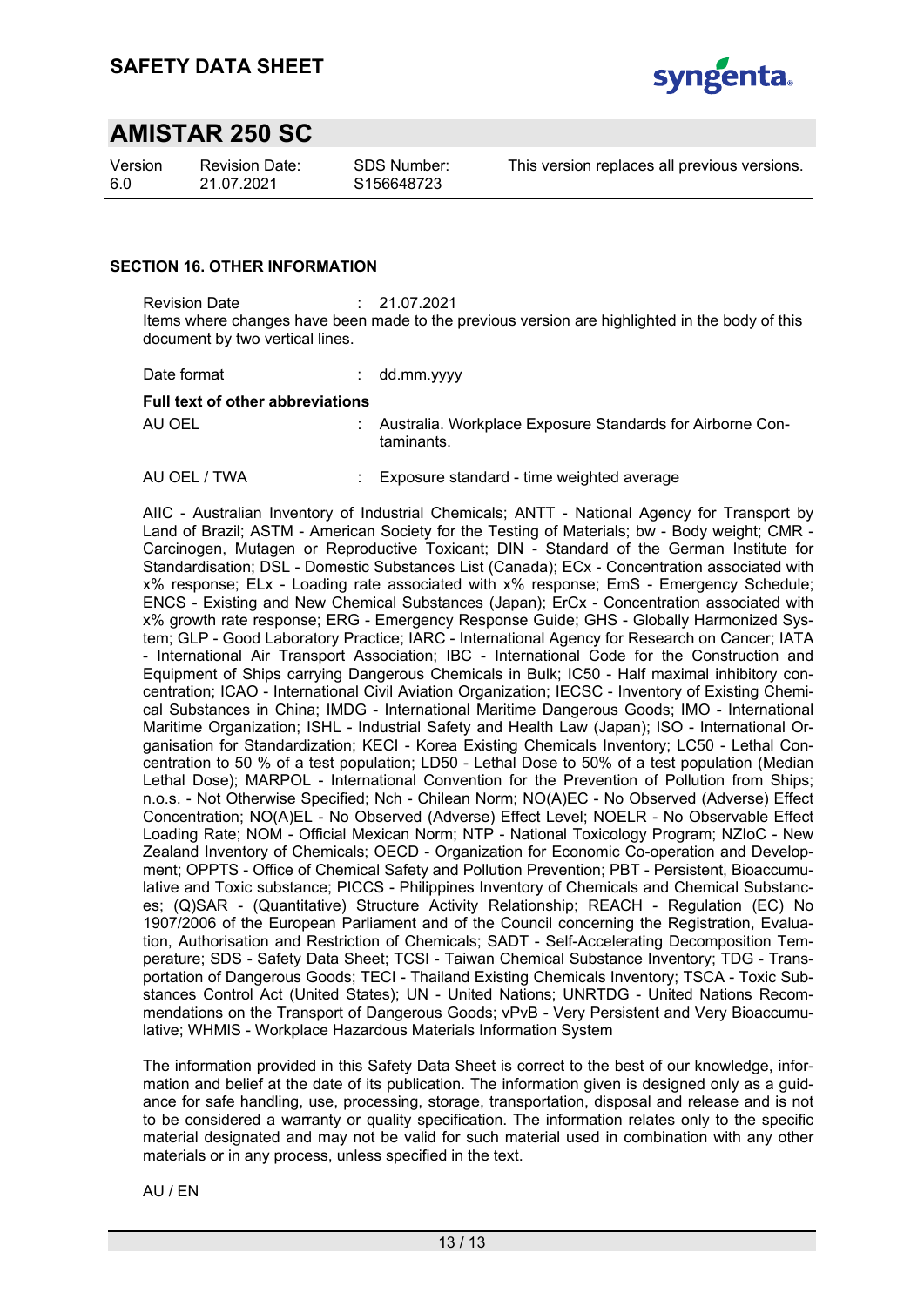## SECTION 16. OTHER INFORMATION

Revision Date : 21.07.2021

Items where changes have been made to the previous version are highlighted in the body of this document by two vertical lines.

Date format : dd.mm.yyyy

**Full text of other abbreviations**

AU OEL : Australia. Workplace Exposure Standards for Airborne Contaminants.

AU OEL / TWA : Exposure standard - time weighted average

AIIC - Australian Inventory of Industrial Chemicals; ANTT - National Agency for Transport by Land of Brazil; ASTM - American Society for the Testing of Materials; bw - Body weight; CMR - Carcinogen, Mutagen or Reproductive Toxicant; DIN - Standard of the German Institute for Standardisation; DSL - Domestic Substances List (Canada); ECx - Concentration associated with x% response; ELx - Loading rate associated with x% response; EmS - Emergency Schedule; ENCS - Existing and New Chemical Substances (Japan); ErCx - Concentration associated with x% growth rate response; ERG - Emergency Response Guide; GHS - Globally Harmonized System; GLP - Good Laboratory Practice; IARC - International Agency for Research on Cancer; IATA - International Air Transport Association; IBC - International Code for the Construction and Equipment of Ships carrying Dangerous Chemicals in Bulk; IC50 - Half maximal inhibitory concentration; ICAO - International Civil Aviation Organization; IECSC - Inventory of Existing Chemical Substances in China; IMDG - International Maritime Dangerous Goods; IMO - International Maritime Organization; ISHL - Industrial Safety and Health Law (Japan); ISO - International Organisation for Standardization; KECI - Korea Existing Chemicals Inventory; LC50 - Lethal Concentration to 50 % of a test population; LD50 - Lethal Dose to 50% of a test population (Median Lethal Dose); MARPOL - International Convention for the Prevention of Pollution from Ships; n.o.s. - Not Otherwise Specified; Nch - Chilean Norm; NO(A)EC - No Observed (Adverse) Effect Concentration; NO(A)EL - No Observed (Adverse) Effect Level; NOELR - No Observable Effect Loading Rate; NOM - Official Mexican Norm; NTP - National Toxicology Program; NZIoC - New Zealand Inventory of Chemicals; OECD - Organization for Economic Co-operation and Development; OPPTS - Office of Chemical Safety and Pollution Prevention; PBT - Persistent, Bioaccumulative and Toxic substance; PICCS - Philippines Inventory of Chemicals and Chemical Substances; (Q)SAR - (Quantitative) Structure Activity Relationship; REACH - Regulation (EC) No 1907/2006 of the European Parliament and of the Council concerning the Registration, Evaluation, Authorisation and Restriction of Chemicals; SADT - Self-Accelerating Decomposition Temperature; SDS - Safety Data Sheet; TCSI - Taiwan Chemical Substance Inventory; TDG - Transportation of Dangerous Goods; TECI - Thailand Existing Chemicals Inventory; TSCA - Toxic Substances Control Act (United States); UN - United Nations; UNRTDG - United Nations Recommendations on the Transport of Dangerous Goods; vPvB - Very Persistent and Very Bioaccumulative; WHMIS - Workplace Hazardous Materials Information System

The information provided in this Safety Data Sheet is correct to the best of our knowledge, information and belief at the date of its publication. The information given is designed only as a guidance for safe handling, use, processing, storage, transportation, disposal and release and is not to be considered a warranty or quality specification. The information relates only to the specific material designated and may not be valid for such material used in combination with any other materials or in any process, unless specified in the text.

AU / EN